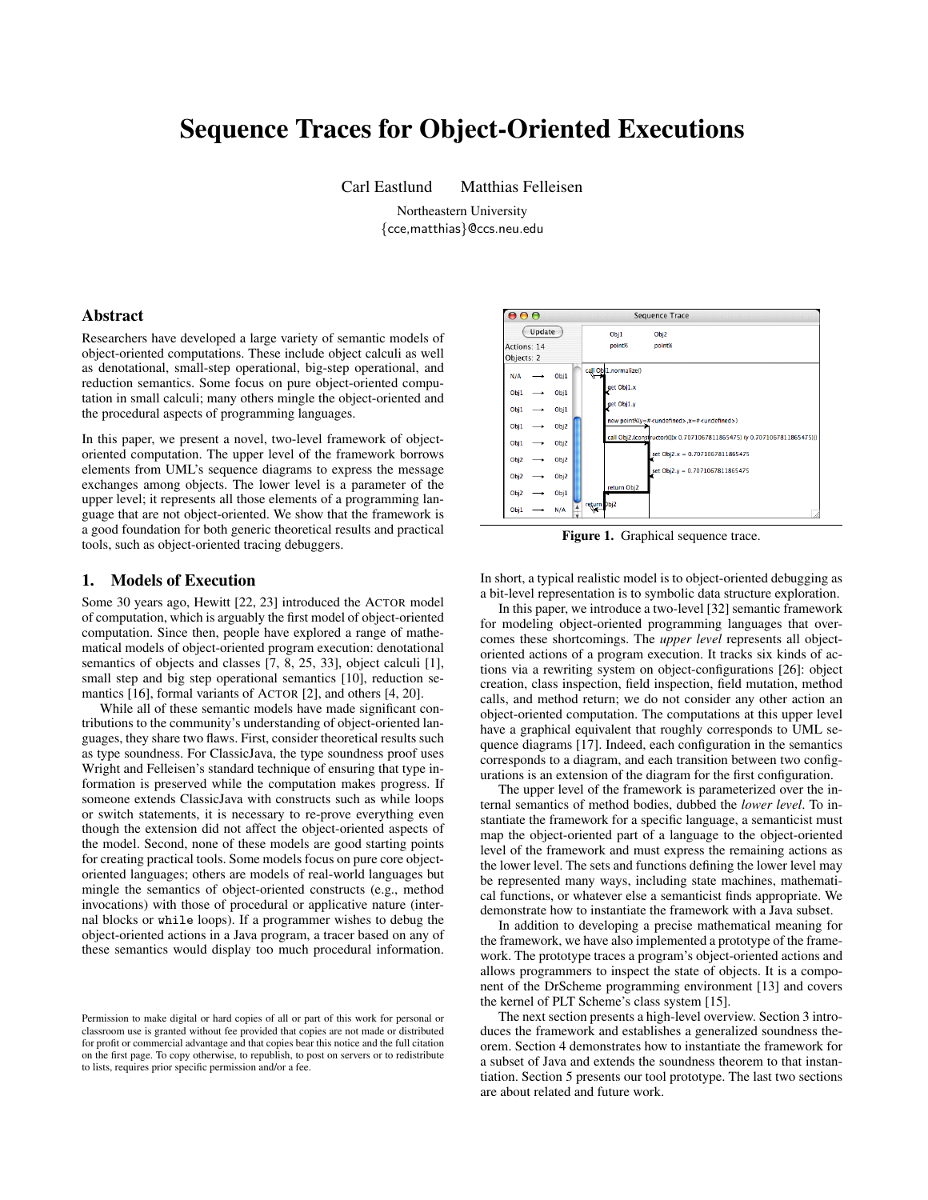# Sequence Traces for Object-Oriented Executions

Carl Eastlund Matthias Felleisen

Northeastern University
{cce,matthias}@ccs.neu.edu

## Abstract

Researchers have developed a large variety of semantic models of object-oriented computations. These include object calculi as well as denotational, small-step operational, big-step operational, and reduction semantics. Some focus on pure object-oriented computation in small calculi; many others mingle the object-oriented and the procedural aspects of programming languages.

In this paper, we present a novel, two-level framework of object-oriented computation. The upper level of the framework borrows elements from UML's sequence diagrams to express the message exchanges among objects. The lower level is a parameter of the upper level; it represents all those elements of a programming language that are not object-oriented. We show that the framework is a good foundation for both generic theoretical results and practical tools, such as object-oriented tracing debuggers.

**Figure 1.** Graphical sequence trace.

## 1. Models of Execution

Some 30 years ago, Hewitt [22, 23] introduced the ACTOR model of computation, which is arguably the first model of object-oriented computation. Since then, people have explored a range of mathematical models of object-oriented program execution: denotational semantics of objects and classes [7, 8, 25, 33], object calculi [1], small step and big step operational semantics [10], reduction semantics [16], formal variants of ACTOR [2], and others [4, 20].

While all of these semantic models have made significant contributions to the community's understanding of object-oriented languages, they share two flaws. First, consider theoretical results such as type soundness. For ClassicJava, the type soundness proof uses Wright and Felleisen's standard technique of ensuring that type information is preserved while the computation makes progress. If someone extends ClassicJava with constructs such as while loops or switch statements, it is necessary to re-prove everything even though the extension did not affect the object-oriented aspects of the model. Second, none of these models are good starting points for creating practical tools. Some models focus on pure core object-oriented languages; others are models of real-world languages but mingle the semantics of object-oriented constructs (e.g., method invocations) with those of procedural or applicative nature (internal blocks or `while` loops). If a programmer wishes to debug the object-oriented actions in a Java program, a tracer based on any of these semantics would display too much procedural information.

In short, a typical realistic model is to object-oriented debugging as a bit-level representation is to symbolic data structure exploration.

In this paper, we introduce a two-level [32] semantic framework for modeling object-oriented programming languages that overcomes these shortcomings. The *upper level* represents all object-oriented actions of a program execution. It tracks six kinds of actions via a rewriting system on object-configurations [26]: object creation, class inspection, field inspection, field mutation, method calls, and method return; we do not consider any other action an object-oriented computation. The computations at this upper level have a graphical equivalent that roughly corresponds to UML sequence diagrams [17]. Indeed, each configuration in the semantics corresponds to a diagram, and each transition between two configurations is an extension of the diagram for the first configuration.

The upper level of the framework is parameterized over the internal semantics of method bodies, dubbed the *lower level*. To instantiate the framework for a specific language, a semanticist must map the object-oriented part of a language to the object-oriented level of the framework and must express the remaining actions as the lower level. The sets and functions defining the lower level may be represented many ways, including state machines, mathematical functions, or whatever else a semanticist finds appropriate. We demonstrate how to instantiate the framework with a Java subset.

In addition to developing a precise mathematical meaning for the framework, we have also implemented a prototype of the framework. The prototype traces a program's object-oriented actions and allows programmers to inspect the state of objects. It is a component of the DrScheme programming environment [13] and covers the kernel of PLT Scheme's class system [15].

The next section presents a high-level overview. Section 3 introduces the framework and establishes a generalized soundness theorem. Section 4 demonstrates how to instantiate the framework for a subset of Java and extends the soundness theorem to that instantiation. Section 5 presents our tool prototype. The last two sections are about related and future work.

Permission to make digital or hard copies of all or part of this work for personal or classroom use is granted without fee provided that copies are not made or distributed for profit or commercial advantage and that copies bear this notice and the full citation on the first page. To copy otherwise, to republish, to post on servers or to redistribute to lists, requires prior specific permission and/or a fee.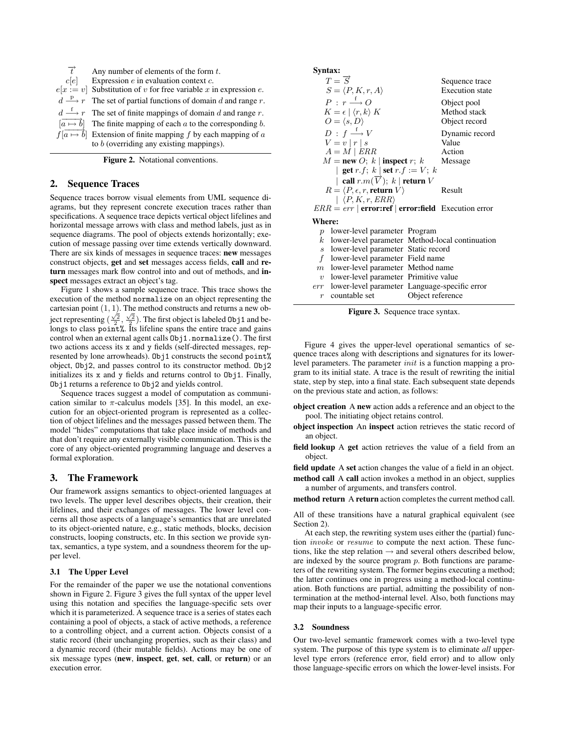| | |
|---|---|
| $\overrightarrow{t}$ | Any number of elements of the form $t$. |
| $c[e]$ | Expression $e$ in evaluation context $c$. |
| $e[x := v]$ | Substitution of $v$ for free variable $x$ in expression $e$. |
| $d \xrightarrow{\text{p}} r$ | The set of partial functions of domain $d$ and range $r$. |
| $d \xrightarrow{\text{f}} r$ | The set of finite mappings of domain $d$ and range $r$. |
| $[\overrightarrow{a \mapsto b}]$ | The finite mapping of each $a$ to the corresponding $b$. |
| $f[\overrightarrow{a \mapsto b}]$ | Extension of finite mapping $f$ by each mapping of $a$ to $b$ (overriding any existing mappings). |

**Figure 2.** Notational conventions.

## 2. Sequence Traces

Sequence traces borrow visual elements from UML sequence diagrams, but they represent concrete execution traces rather than specifications. A sequence trace depicts vertical object lifelines and horizontal message arrows with class and method labels, just as in sequence diagrams. The pool of objects extends horizontally; execution of message passing over time extends vertically downward. There are six kinds of messages in sequence traces: **new** messages construct objects, **get** and **set** messages access fields, **call** and **return** messages mark flow control into and out of methods, and **inspect** messages extract an object's tag.

Figure 1 shows a sample sequence trace. This trace shows the execution of the method `normalize` on an object representing the cartesian point $(1, 1)$. The method constructs and returns a new object representing $(\frac{\sqrt{2}}{2}, \frac{\sqrt{2}}{2})$. The first object is labeled `Obj1` and belongs to class `point%`. Its lifeline spans the entire trace and gains control when an external agent calls `Obj1.normalize()`. The first two actions access its `x` and `y` fields (self-directed messages, represented by lone arrowheads). `Obj1` constructs the second `point%` object, `Obj2`, and passes control to its constructor method. `Obj2` initializes its `x` and `y` fields and returns control to `Obj1`. Finally, `Obj1` returns a reference to `Obj2` and yields control.

Sequence traces suggest a model of computation as communication similar to $\pi$-calculus models [35]. In this model, an execution for an object-oriented program is represented as a collection of object lifelines and the messages passed between them. The model "hides" computations that take place inside of methods and that don't require any externally visible communication. This is the core of any object-oriented programming language and deserves a formal exploration.

## 3. The Framework

Our framework assigns semantics to object-oriented languages at two levels. The upper level describes objects, their creation, their lifelines, and their exchanges of messages. The lower level concerns all those aspects of a language's semantics that are unrelated to its object-oriented nature, e.g., static methods, blocks, decision constructs, looping constructs, etc. In this section we provide syntax, semantics, a type system, and a soundness theorem for the upper level.

### 3.1 The Upper Level

For the remainder of the paper we use the notational conventions shown in Figure 2. Figure 3 gives the full syntax of the upper level using this notation and specifies the language-specific sets over which it is parameterized. A sequence trace is a series of states each containing a pool of objects, a stack of active methods, a reference to a controlling object, and a current action. Objects consist of a static record (their unchanging properties, such as their class) and a dynamic record (their mutable fields). Actions may be one of six message types (**new**, **inspect**, **get**, **set**, **call**, or **return**) or an execution error.

**Syntax:**

| | |
|---|---|
| $T = \overrightarrow{S}$ | Sequence trace |
| $S = \langle P, K, r, A \rangle$ | Execution state |
| $P \,:\, r \xrightarrow{\text{f}} O$ | Object pool |
| $K = \epsilon \mid \langle r, k \rangle\ K$ | Method stack |
| $O = \langle s, D \rangle$ | Object record |
| $D \,:\, f \xrightarrow{\text{f}} V$ | Dynamic record |
| $V = v \mid r \mid s$ | Value |
| $A = M \mid ERR$ | Action |
| $M = \textbf{new}\ O;\ k \mid \textbf{inspect}\ r;\ k$ $\mid \textbf{get}\ r.f;\ k \mid \textbf{set}\ r.f := V;\ k$ $\mid \textbf{call}\ r.m(\overrightarrow{V});\ k \mid \textbf{return}\ V$ | Message |
| $R = \langle P, \epsilon, r, \textbf{return}\ V \rangle$ $\mid \langle P, K, r, ERR \rangle$ | Result |
| $ERR = err \mid \textbf{error:ref} \mid \textbf{error:field}$ | Execution error |

**Where:**

| | | |
|---|---|---|
| $p$ | lower-level parameter | Program |
| $k$ | lower-level parameter | Method-local continuation |
| $s$ | lower-level parameter | Static record |
| $f$ | lower-level parameter | Field name |
| $m$ | lower-level parameter | Method name |
| $v$ | lower-level parameter | Primitive value |
| $err$ | lower-level parameter | Language-specific error |
| $r$ | countable set | Object reference |

**Figure 3.** Sequence trace syntax.

Figure 4 gives the upper-level operational semantics of sequence traces along with descriptions and signatures for its lower-level parameters. The parameter $init$ is a function mapping a program to its initial state. A trace is the result of rewriting the initial state, step by step, into a final state. Each subsequent state depends on the previous state and action, as follows:

**object creation** A **new** action adds a reference and an object to the pool. The initiating object retains control.

**object inspection** An **inspect** action retrieves the static record of an object.

**field lookup** A **get** action retrieves the value of a field from an object.

**field update** A **set** action changes the value of a field in an object.

**method call** A **call** action invokes a method in an object, supplies a number of arguments, and transfers control.

**method return** A **return** action completes the current method call.

All of these transitions have a natural graphical equivalent (see Section 2).

At each step, the rewriting system uses either the (partial) function $invoke$ or $resume$ to compute the next action. These functions, like the step relation $\rightarrow$ and several others described below, are indexed by the source program $p$. Both functions are parameters of the rewriting system. The former begins executing a method; the latter continues one in progress using a method-local continuation. Both functions are partial, admitting the possibility of nontermination at the method-internal level. Also, both functions may map their inputs to a language-specific error.

### 3.2 Soundness

Our two-level semantic framework comes with a two-level type system. The purpose of this type system is to eliminate *all* upper-level type errors (reference error, field error) and to allow only those language-specific errors on which the lower-level insists. For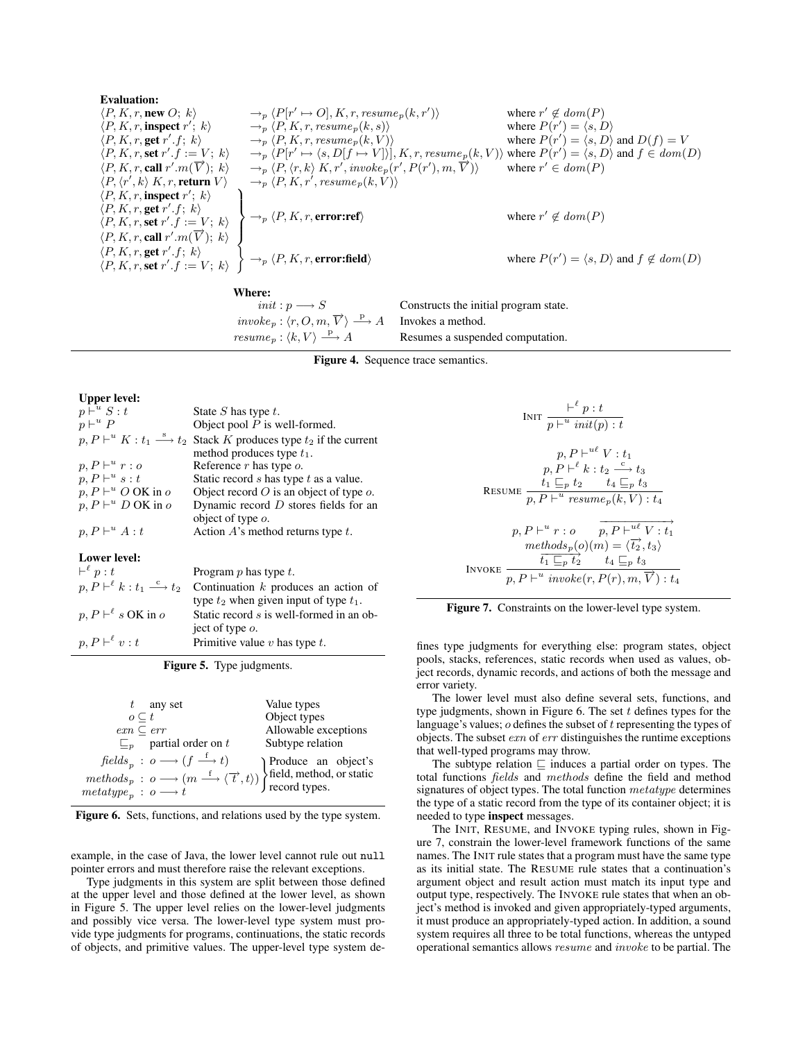**Evaluation:**

$$
\begin{array}{lll}
\langle P, K, r, \textbf{new } O;\ k\rangle & \rightarrow_p \langle P[r' \mapsto O], K, r, \mathit{resume}_p(k, r')\rangle & \text{where } r' \notin \mathit{dom}(P) \\
\langle P, K, r, \textbf{inspect } r';\ k\rangle & \rightarrow_p \langle P, K, r, \mathit{resume}_p(k, s)\rangle & \text{where } P(r') = \langle s, D\rangle \\
\langle P, K, r, \textbf{get } r'.f;\ k\rangle & \rightarrow_p \langle P, K, r, \mathit{resume}_p(k, V)\rangle & \text{where } P(r') = \langle s, D\rangle \text{ and } D(f) = V \\
\langle P, K, r, \textbf{set } r'.f := V;\ k\rangle & \rightarrow_p \langle P[r' \mapsto \langle s, D[f \mapsto V]\rangle], K, r, \mathit{resume}_p(k, V)\rangle & \text{where } P(r') = \langle s, D\rangle \text{ and } f \in \mathit{dom}(D) \\
\langle P, K, r, \textbf{call } r'.m(\overrightarrow{V});\ k\rangle & \rightarrow_p \langle P, \langle r, k\rangle\ K, r', \mathit{invoke}_p(r', P(r'), m, \overrightarrow{V})\rangle & \text{where } r' \in \mathit{dom}(P) \\
\langle P, \langle r', k\rangle\ K, r, \textbf{return } V\rangle & \rightarrow_p \langle P, K, r', \mathit{resume}_p(k, V)\rangle & \\
\left.\begin{array}{l}
\langle P, K, r, \textbf{inspect } r';\ k\rangle \\
\langle P, K, r, \textbf{get } r'.f;\ k\rangle \\
\langle P, K, r, \textbf{set } r'.f := V;\ k\rangle \\
\langle P, K, r, \textbf{call } r'.m(\overrightarrow{V});\ k\rangle
\end{array}\right\} & \rightarrow_p \langle P, K, r, \textbf{error:ref}\rangle & \text{where } r' \notin \mathit{dom}(P) \\
\left.\begin{array}{l}
\langle P, K, r, \textbf{get } r'.f;\ k\rangle \\
\langle P, K, r, \textbf{set } r'.f := V;\ k\rangle
\end{array}\right\} & \rightarrow_p \langle P, K, r, \textbf{error:field}\rangle & \text{where } P(r') = \langle s, D\rangle \text{ and } f \notin \mathit{dom}(D)
\end{array}
$$

**Where:**

| | |
|---|---|
| $\mathit{init} : p \longrightarrow S$ | Constructs the initial program state. |
| $\mathit{invoke}_p : \langle r, O, m, \overrightarrow{V}\rangle \xrightarrow{\text{p}} A$ | Invokes a method. |
| $\mathit{resume}_p : \langle k, V\rangle \xrightarrow{\text{p}} A$ | Resumes a suspended computation. |

**Figure 4.** Sequence trace semantics.

**Upper level:**

| | |
|---|---|
| $p \vdash^u S : t$ | State $S$ has type $t$. |
| $p \vdash^u P$ | Object pool $P$ is well-formed. |
| $p, P \vdash^u K : t_1 \xrightarrow{\text{s}} t_2$ | Stack $K$ produces type $t_2$ if the current method produces type $t_1$. |
| $p, P \vdash^u r : o$ | Reference $r$ has type $o$. |
| $p, P \vdash^u s : t$ | Static record $s$ has type $t$ as a value. |
| $p, P \vdash^u O$ OK in $o$ | Object record $O$ is an object of type $o$. |
| $p, P \vdash^u D$ OK in $o$ | Dynamic record $D$ stores fields for an object of type $o$. |
| $p, P \vdash^u A : t$ | Action $A$'s method returns type $t$. |

**Lower level:**

| | |
|---|---|
| $\vdash^\ell p : t$ | Program $p$ has type $t$. |
| $p, P \vdash^\ell k : t_1 \xrightarrow{\text{c}} t_2$ | Continuation $k$ produces an action of type $t_2$ when given input of type $t_1$. |
| $p, P \vdash^\ell s$ OK in $o$ | Static record $s$ is well-formed in an object of type $o$. |
| $p, P \vdash^\ell v : t$ | Primitive value $v$ has type $t$. |

**Figure 5.** Type judgments.

| | |
|---|---|
| $t$ any set | Value types |
| $o \subseteq t$ | Object types |
| $\mathit{exn} \subseteq \mathit{err}$ | Allowable exceptions |
| $\sqsubseteq_p$ partial order on $t$ | Subtype relation |
| $\mathit{fields}_p : o \longrightarrow (f \xrightarrow{\text{f}} t)$ | Produce an object's field, method, or static record types. |
| $\mathit{methods}_p : o \longrightarrow (m \xrightarrow{\text{f}} \langle \overrightarrow{t}, t\rangle)$ | |
| $\mathit{metatype}_p : o \longrightarrow t$ | |

**Figure 6.** Sets, functions, and relations used by the type system.

example, in the case of Java, the lower level cannot rule out `null` pointer errors and must therefore raise the relevant exceptions.

Type judgments in this system are split between those defined at the upper level and those defined at the lower level, as shown in Figure 5. The upper level relies on the lower-level judgments and possibly vice versa. The lower-level type system must provide type judgments for programs, continuations, the static records of objects, and primitive values. The upper-level type system defines type judgments for everything else: program states, object pools, stacks, references, static records when used as values, object records, dynamic records, and actions of both the message and error variety.

$$
\textsc{Init}\ \frac{\vdash^\ell p : t}{p \vdash^u \mathit{init}(p) : t}
$$

$$
\textsc{Resume}\ \frac{\begin{array}{c} p, P \vdash^{u\ell} V : t_1 \\ p, P \vdash^\ell k : t_2 \xrightarrow{\text{c}} t_3 \\ t_1 \sqsubseteq_p t_2 \qquad t_4 \sqsubseteq_p t_3 \end{array}}{p, P \vdash^u \mathit{resume}_p(k, V) : t_4}
$$

$$
\textsc{Invoke}\ \frac{\begin{array}{c} p, P \vdash^u r : o \qquad \overrightarrow{p, P \vdash^{u\ell} V : t_1} \\ \mathit{methods}_p(o)(m) = \langle \overrightarrow{t_2}, t_3\rangle \\ \overrightarrow{t_1 \sqsubseteq_p t_2} \qquad t_4 \sqsubseteq_p t_3 \end{array}}{p, P \vdash^u \mathit{invoke}(r, P(r), m, \overrightarrow{V}) : t_4}
$$

**Figure 7.** Constraints on the lower-level type system.

The lower level must also define several sets, functions, and type judgments, shown in Figure 6. The set $t$ defines types for the language's values; $o$ defines the subset of $t$ representing the types of objects. The subset $\mathit{exn}$ of $\mathit{err}$ distinguishes the runtime exceptions that well-typed programs may throw.

The subtype relation $\sqsubseteq$ induces a partial order on types. The total functions $\mathit{fields}$ and $\mathit{methods}$ define the field and method signatures of object types. The total function $\mathit{metatype}$ determines the type of a static record from the type of its container object; it is needed to type **inspect** messages.

The Init, Resume, and Invoke typing rules, shown in Figure 7, constrain the lower-level framework functions of the same names. The Init rule states that a program must have the same type as its initial state. The Resume rule states that a continuation's argument object and result action must match its input type and output type, respectively. The Invoke rule states that when an object's method is invoked and given appropriately-typed arguments, it must produce an appropriately-typed action. In addition, a sound system requires all three to be total functions, whereas the untyped operational semantics allows $\mathit{resume}$ and $\mathit{invoke}$ to be partial. The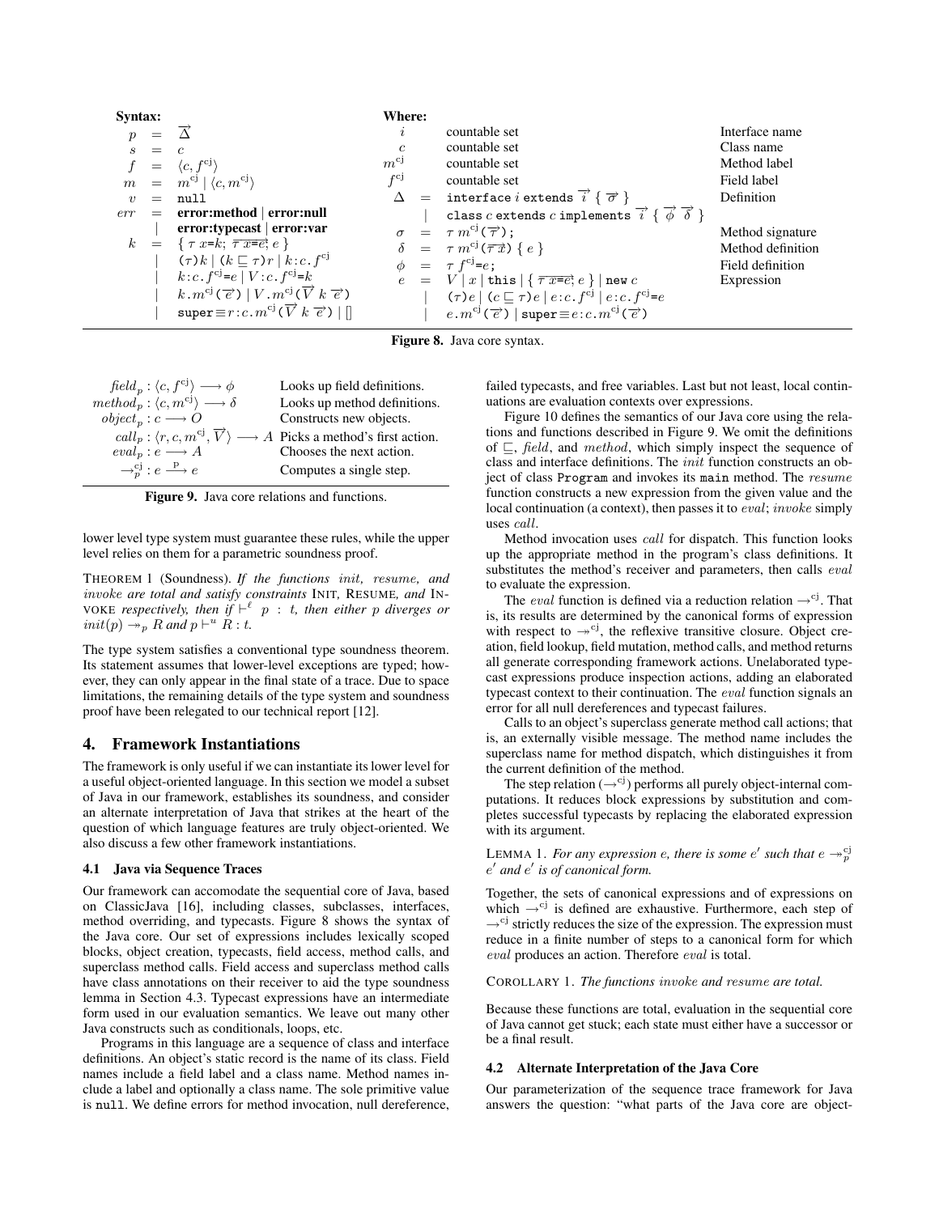**Syntax:**

$$
\begin{array}{rcl}
p & = & \overrightarrow{\Delta} \\
s & = & c \\
f & = & \langle c, f^{\mathrm{cj}} \rangle \\
m & = & m^{\mathrm{cj}} \mid \langle c, m^{\mathrm{cj}} \rangle \\
v & = & \texttt{null} \\
err & = & \textbf{error:method} \mid \textbf{error:null} \\
 & \mid & \textbf{error:typecast} \mid \textbf{error:var} \\
k & = & \{\ \tau\ x\texttt{=}k;\ \overrightarrow{\tau\ x\texttt{=}e};\ e\ \} \\
 & \mid & (\tau)k \mid (k \sqsubseteq \tau)r \mid k{:}c.f^{\mathrm{cj}} \\
 & \mid & k{:}c.f^{\mathrm{cj}}\texttt{=}e \mid V{:}c.f^{\mathrm{cj}}\texttt{=}k \\
 & \mid & k.m^{\mathrm{cj}}(\overrightarrow{e}) \mid V.m^{\mathrm{cj}}(\overrightarrow{V}\ k\ \overrightarrow{e}) \\
 & \mid & \texttt{super}\equiv r{:}c.m^{\mathrm{cj}}(\overrightarrow{V}\ k\ \overrightarrow{e}) \mid []
\end{array}
$$

**Where:**

| | | | |
|---|---|---|---|
| $i$ | | countable set | Interface name |
| $c$ | | countable set | Class name |
| $m^{\mathrm{cj}}$ | | countable set | Method label |
| $f^{\mathrm{cj}}$ | | countable set | Field label |
| $\Delta$ | $=$ | $\texttt{interface}\ i\ \texttt{extends}\ \overrightarrow{i}\ \{\ \overrightarrow{\sigma}\ \}$ | Definition |
| | $\mid$ | $\texttt{class}\ c\ \texttt{extends}\ c\ \texttt{implements}\ \overrightarrow{i}\ \{\ \overrightarrow{\phi}\ \overrightarrow{\delta}\ \}$ | |
| $\sigma$ | $=$ | $\tau\ m^{\mathrm{cj}}(\overrightarrow{\tau});$ | Method signature |
| $\delta$ | $=$ | $\tau\ m^{\mathrm{cj}}(\overrightarrow{\tau\ x})\ \{\ e\ \}$ | Method definition |
| $\phi$ | $=$ | $\tau\ f^{\mathrm{cj}}\texttt{=}e;$ | Field definition |
| $e$ | $=$ | $V \mid x \mid \texttt{this} \mid \{\ \overrightarrow{\tau\ x\texttt{=}e};\ e\ \} \mid \texttt{new}\ c$ | Expression |
| | $\mid$ | $(\tau)e \mid (c \sqsubseteq \tau)e \mid e{:}c.f^{\mathrm{cj}} \mid e{:}c.f^{\mathrm{cj}}\texttt{=}e$ | |
| | $\mid$ | $e.m^{\mathrm{cj}}(\overrightarrow{e}) \mid \texttt{super}\equiv e{:}c.m^{\mathrm{cj}}(\overrightarrow{e})$ | |

**Figure 8.** Java core syntax.

| | |
|---|---|
| $field_p : \langle c, f^{\mathrm{cj}} \rangle \longrightarrow \phi$ | Looks up field definitions. |
| $method_p : \langle c, m^{\mathrm{cj}} \rangle \longrightarrow \delta$ | Looks up method definitions. |
| $object_p : c \longrightarrow O$ | Constructs new objects. |
| $call_p : \langle r, c, m^{\mathrm{cj}}, \overrightarrow{V} \rangle \longrightarrow A$ | Picks a method's first action. |
| $eval_p : e \longrightarrow A$ | Chooses the next action. |
| $\rightarrow_p^{\mathrm{cj}} : e \xrightarrow{\mathrm{P}} e$ | Computes a single step. |

**Figure 9.** Java core relations and functions.

lower level type system must guarantee these rules, while the upper level relies on them for a parametric soundness proof.

THEOREM 1 (Soundness). *If the functions $init$, $resume$, and $invoke$ are total and satisfy constraints* INIT, RESUME, *and* INVOKE *respectively, then if $\vdash^{\ell} p : t$, then either $p$ diverges or $init(p) \twoheadrightarrow_p R$ and $p \vdash^{u} R : t$.*

The type system satisfies a conventional type soundness theorem. Its statement assumes that lower-level exceptions are typed; however, they can only appear in the final state of a trace. Due to space limitations, the remaining details of the type system and soundness proof have been relegated to our technical report [12].

## 4. Framework Instantiations

The framework is only useful if we can instantiate its lower level for a useful object-oriented language. In this section we model a subset of Java in our framework, establishes its soundness, and consider an alternate interpretation of Java that strikes at the heart of the question of which language features are truly object-oriented. We also discuss a few other framework instantiations.

### 4.1 Java via Sequence Traces

Our framework can accomodate the sequential core of Java, based on ClassicJava [16], including classes, subclasses, interfaces, method overriding, and typecasts. Figure 8 shows the syntax of the Java core. Our set of expressions includes lexically scoped blocks, object creation, typecasts, field access, method calls, and superclass method calls. Field access and superclass method calls have class annotations on their receiver to aid the type soundness lemma in Section 4.3. Typecast expressions have an intermediate form used in our evaluation semantics. We leave out many other Java constructs such as conditionals, loops, etc.

Programs in this language are a sequence of class and interface definitions. An object's static record is the name of its class. Field names include a field label and a class name. Method names include a label and optionally a class name. The sole primitive value is `null`. We define errors for method invocation, null dereference, failed typecasts, and free variables. Last but not least, local continuations are evaluation contexts over expressions.

Figure 10 defines the semantics of our Java core using the relations and functions described in Figure 9. We omit the definitions of $\sqsubseteq$, $field$, and $method$, which simply inspect the sequence of class and interface definitions. The $init$ function constructs an object of class `Program` and invokes its `main` method. The $resume$ function constructs a new expression from the given value and the local continuation (a context), then passes it to $eval$; $invoke$ simply uses $call$.

Method invocation uses $call$ for dispatch. This function looks up the appropriate method in the program's class definitions. It substitutes the method's receiver and parameters, then calls $eval$ to evaluate the expression.

The $eval$ function is defined via a reduction relation $\rightarrow^{\mathrm{cj}}$. That is, its results are determined by the canonical forms of expression with respect to $\twoheadrightarrow^{\mathrm{cj}}$, the reflexive transitive closure. Object creation, field lookup, field mutation, method calls, and method returns all generate corresponding framework actions. Unelaborated typecast expressions produce inspection actions, adding an elaborated typecast context to their continuation. The $eval$ function signals an error for all null dereferences and typecast failures.

Calls to an object's superclass generate method call actions; that is, an externally visible message. The method name includes the superclass name for method dispatch, which distinguishes it from the current definition of the method.

The step relation ($\rightarrow^{\mathrm{cj}}$) performs all purely object-internal computations. It reduces block expressions by substitution and completes successful typecasts by replacing the elaborated expression with its argument.

LEMMA 1. *For any expression $e$, there is some $e'$ such that $e \twoheadrightarrow_p^{\mathrm{cj}} e'$ and $e'$ is of canonical form.*

Together, the sets of canonical expressions and of expressions on which $\rightarrow^{\mathrm{cj}}$ is defined are exhaustive. Furthermore, each step of $\rightarrow^{\mathrm{cj}}$ strictly reduces the size of the expression. The expression must reduce in a finite number of steps to a canonical form for which $eval$ produces an action. Therefore $eval$ is total.

COROLLARY 1. *The functions $invoke$ and $resume$ are total.*

Because these functions are total, evaluation in the sequential core of Java cannot get stuck; each state must either have a successor or be a final result.

### 4.2 Alternate Interpretation of the Java Core

Our parameterization of the sequence trace framework for Java answers the question: "what parts of the Java core are object-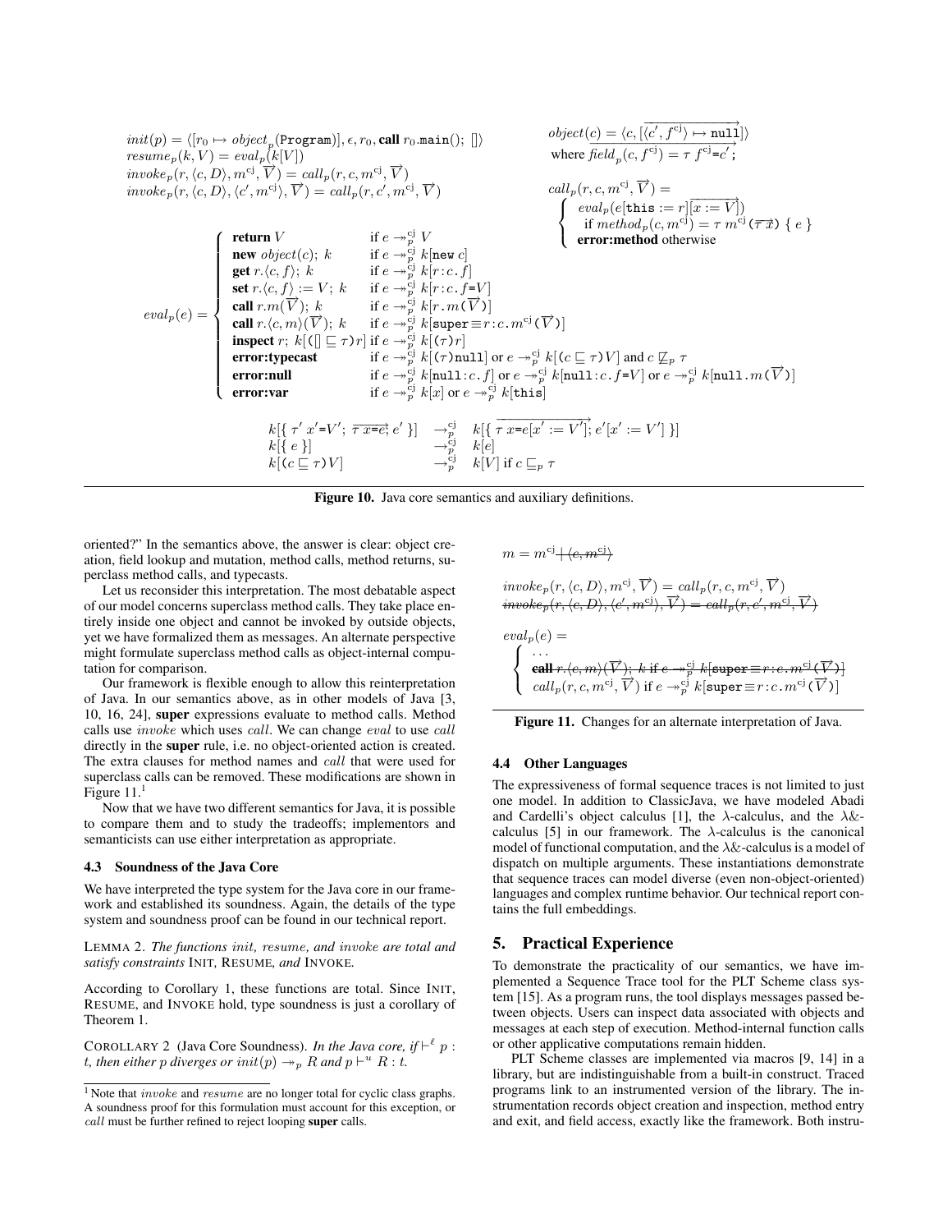$$init(p) = \langle [r_0 \mapsto object_p(\texttt{Program})], \epsilon, r_0, \textbf{call } r_0.\texttt{main}();\ [] \rangle$$
$$resume_p(k, V) = eval_p(k[V])$$
$$invoke_p(r, \langle c, D\rangle, m^{\mathrm{cj}}, \overrightarrow{V}) = call_p(r, c, m^{\mathrm{cj}}, \overrightarrow{V})$$
$$invoke_p(r, \langle c, D\rangle, \langle c', m^{\mathrm{cj}}\rangle, \overrightarrow{V}) = call_p(r, c', m^{\mathrm{cj}}, \overrightarrow{V})$$

$$object(c) = \langle c, [\overrightarrow{\langle c', f^{\mathrm{cj}}\rangle \mapsto \texttt{null}}] \rangle$$
$$\text{where } \overrightarrow{field_p(c, f^{\mathrm{cj}}) = \tau\ f^{\mathrm{cj}}\texttt{=}c'};$$

$$call_p(r, c, m^{\mathrm{cj}}, \overrightarrow{V}) = \begin{cases} eval_p(e[\texttt{this} := r][\overrightarrow{x := V}]) \\ \quad \text{if } method_p(c, m^{\mathrm{cj}}) = \tau\ m^{\mathrm{cj}}\texttt{(}\overrightarrow{\tau\ x}\texttt{)}\ \{\ e\ \} \\ \textbf{error:method} \text{ otherwise} \end{cases}$$

$$eval_p(e) = \begin{cases} \textbf{return } V & \text{if } e \twoheadrightarrow^{\mathrm{cj}}_p V \\ \textbf{new } object(c);\ k & \text{if } e \twoheadrightarrow^{\mathrm{cj}}_p k[\texttt{new } c] \\ \textbf{get } r.\langle c, f\rangle;\ k & \text{if } e \twoheadrightarrow^{\mathrm{cj}}_p k[r\texttt{:}c\texttt{.}f] \\ \textbf{set } r.\langle c, f\rangle := V;\ k & \text{if } e \twoheadrightarrow^{\mathrm{cj}}_p k[r\texttt{:}c\texttt{.}f\texttt{=}V] \\ \textbf{call } r.m(\overrightarrow{V});\ k & \text{if } e \twoheadrightarrow^{\mathrm{cj}}_p k[r\texttt{.}m\texttt{(}\overrightarrow{V}\texttt{)}] \\ \textbf{call } r.\langle c, m\rangle(\overrightarrow{V});\ k & \text{if } e \twoheadrightarrow^{\mathrm{cj}}_p k[\texttt{super} \equiv r\texttt{:}c\texttt{.}m^{\mathrm{cj}}\texttt{(}\overrightarrow{V}\texttt{)}] \\ \textbf{inspect } r;\ k[\texttt{(}[] \sqsubseteq \tau\texttt{)}r] & \text{if } e \twoheadrightarrow^{\mathrm{cj}}_p k[\texttt{(}\tau\texttt{)}r] \\ \textbf{error:typecast} & \text{if } e \twoheadrightarrow^{\mathrm{cj}}_p k[\texttt{(}\tau\texttt{)null}] \text{ or } e \twoheadrightarrow^{\mathrm{cj}}_p k[\texttt{(}c \sqsubseteq \tau\texttt{)}V] \text{ and } c \not\sqsubseteq_p \tau \\ \textbf{error:null} & \text{if } e \twoheadrightarrow^{\mathrm{cj}}_p k[\texttt{null:}c\texttt{.}f] \text{ or } e \twoheadrightarrow^{\mathrm{cj}}_p k[\texttt{null:}c\texttt{.}f\texttt{=}V] \text{ or } e \twoheadrightarrow^{\mathrm{cj}}_p k[\texttt{null.}m\texttt{(}\overrightarrow{V}\texttt{)}] \\ \textbf{error:var} & \text{if } e \twoheadrightarrow^{\mathrm{cj}}_p k[x] \text{ or } e \twoheadrightarrow^{\mathrm{cj}}_p k[\texttt{this}] \end{cases}$$

$$\begin{array}{lll} k[\{\ \tau'\ x'\texttt{=}V';\ \overrightarrow{\tau\ x\texttt{=}e};\ e'\ \}] & \rightarrow^{\mathrm{cj}}_p & k[\{\ \overrightarrow{\tau\ x\texttt{=}e[x' := V']};\ e'[x' := V']\ \}] \\ k[\{\ e\ \}] & \rightarrow^{\mathrm{cj}}_p & k[e] \\ k[\texttt{(}c \sqsubseteq \tau\texttt{)}V] & \rightarrow^{\mathrm{cj}}_p & k[V] \text{ if } c \sqsubseteq_p \tau \end{array}$$

**Figure 10.** Java core semantics and auxiliary definitions.

oriented?" In the semantics above, the answer is clear: object creation, field lookup and mutation, method calls, method returns, superclass method calls, and typecasts.

Let us reconsider this interpretation. The most debatable aspect of our model concerns superclass method calls. They take place entirely inside one object and cannot be invoked by outside objects, yet we have formalized them as messages. An alternate perspective might formulate superclass method calls as object-internal computation for comparison.

Our framework is flexible enough to allow this reinterpretation of Java. In our semantics above, as in other models of Java [3, 10, 16, 24], **super** expressions evaluate to method calls. Method calls use *invoke* which uses *call*. We can change *eval* to use *call* directly in the **super** rule, i.e. no object-oriented action is created. The extra clauses for method names and *call* that were used for superclass calls can be removed. These modifications are shown in Figure 11.[1]

Now that we have two different semantics for Java, it is possible to compare them and to study the tradeoffs; implementors and semanticists can use either interpretation as appropriate.

### 4.3 Soundness of the Java Core

We have interpreted the type system for the Java core in our framework and established its soundness. Again, the details of the type system and soundness proof can be found in our technical report.

LEMMA 2. *The functions init, resume, and invoke are total and satisfy constraints* INIT*,* RESUME*, and* INVOKE*.*

According to Corollary 1, these functions are total. Since INIT, RESUME, and INVOKE hold, type soundness is just a corollary of Theorem 1.

COROLLARY 2 (Java Core Soundness). *In the Java core, if* $\vdash^{\ell} p : t$*, then either p diverges or* $init(p) \twoheadrightarrow_p R$ *and* $p \vdash^{u} R : t$*.*

[1] Note that *invoke* and *resume* are no longer total for cyclic class graphs. A soundness proof for this formulation must account for this exception, or *call* must be further refined to reject looping **super** calls.

$$m = m^{\mathrm{cj}} \mid \sout{\langle c, m^{\mathrm{cj}}\rangle}$$

$$invoke_p(r, \langle c, D\rangle, m^{\mathrm{cj}}, \overrightarrow{V}) = call_p(r, c, m^{\mathrm{cj}}, \overrightarrow{V})$$
$$\sout{invoke_p(r, \langle c, D\rangle, \langle c', m^{\mathrm{cj}}\rangle, \overrightarrow{V}) = call_p(r, c', m^{\mathrm{cj}}, \overrightarrow{V})}$$

$$eval_p(e) = \begin{cases} \ldots \\ \sout{\textbf{call } r.\langle c, m\rangle(\overrightarrow{V});\ k \text{ if } e \twoheadrightarrow^{\mathrm{cj}}_p k[\texttt{super} \equiv r\texttt{:}c\texttt{.}m^{\mathrm{cj}}\texttt{(}\overrightarrow{V}\texttt{)}]} \\ call_p(r, c, m^{\mathrm{cj}}, \overrightarrow{V}) \text{ if } e \twoheadrightarrow^{\mathrm{cj}}_p k[\texttt{super} \equiv r\texttt{:}c\texttt{.}m^{\mathrm{cj}}\texttt{(}\overrightarrow{V}\texttt{)}] \end{cases}$$

**Figure 11.** Changes for an alternate interpretation of Java.

### 4.4 Other Languages

The expressiveness of formal sequence traces is not limited to just one model. In addition to ClassicJava, we have modeled Abadi and Cardelli's object calculus [1], the λ-calculus, and the λ&-calculus [5] in our framework. The λ-calculus is the canonical model of functional computation, and the λ&-calculus is a model of dispatch on multiple arguments. These instantiations demonstrate that sequence traces can model diverse (even non-object-oriented) languages and complex runtime behavior. Our technical report contains the full embeddings.

## 5. Practical Experience

To demonstrate the practicality of our semantics, we have implemented a Sequence Trace tool for the PLT Scheme class system [15]. As a program runs, the tool displays messages passed between objects. Users can inspect data associated with objects and messages at each step of execution. Method-internal function calls or other applicative computations remain hidden.

PLT Scheme classes are implemented via macros [9, 14] in a library, but are indistinguishable from a built-in construct. Traced programs link to an instrumented version of the library. The instrumentation records object creation and inspection, method entry and exit, and field access, exactly like the framework. Both instru-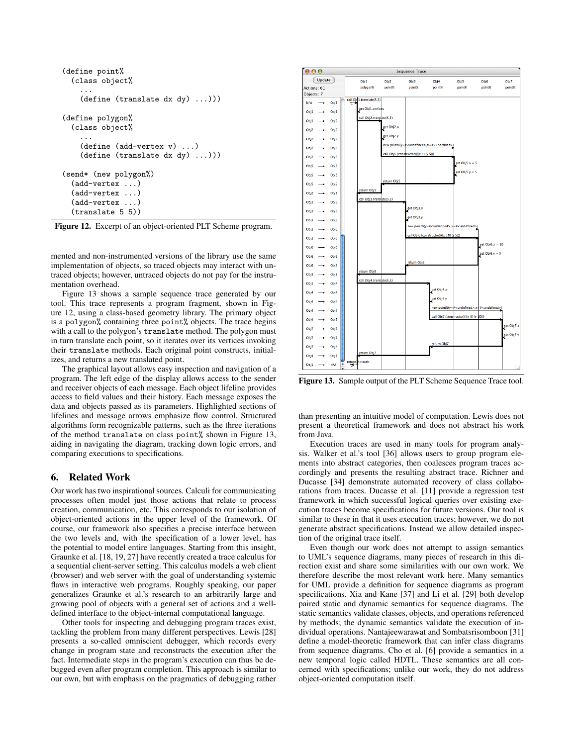```
(define point%
  (class object%
    ...
    (define (translate dx dy) ...)))

(define polygon%
  (class object%
    ...
    (define (add-vertex v) ...)
    (define (translate dx dy) ...)))

(send* (new polygon%)
  (add-vertex ...)
  (add-vertex ...)
  (add-vertex ...)
  (translate 5 5))
```

**Figure 12.** Excerpt of an object-oriented PLT Scheme program.

mented and non-instrumented versions of the library use the same implementation of objects, so traced objects may interact with untraced objects; however, untraced objects do not pay for the instrumentation overhead.

Figure 13 shows a sample sequence trace generated by our tool. This trace represents a program fragment, shown in Figure 12, using a class-based geometry library. The primary object is a `polygon%` containing three `point%` objects. The trace begins with a call to the polygon's `translate` method. The polygon must in turn translate each point, so it iterates over its vertices invoking their `translate` methods. Each original point constructs, initializes, and returns a new translated point.

The graphical layout allows easy inspection and navigation of a program. The left edge of the display allows access to the sender and receiver objects of each message. Each object lifeline provides access to field values and their history. Each message exposes the data and objects passed as its parameters. Highlighted sections of lifelines and message arrows emphasize flow control. Structured algorithms form recognizable patterns, such as the three iterations of the method `translate` on class `point%` shown in Figure 13, aiding in navigating the diagram, tracking down logic errors, and comparing executions to specifications.

**Figure 13.** Sample output of the PLT Scheme Sequence Trace tool.

## 6. Related Work

Our work has two inspirational sources. Calculi for communicating processes often model just those actions that relate to process creation, communication, etc. This corresponds to our isolation of object-oriented actions in the upper level of the framework. Of course, our framework also specifies a precise interface between the two levels and, with the specification of a lower level, has the potential to model entire languages. Starting from this insight, Graunke et al. [18, 19, 27] have recently created a trace calculus for a sequential client-server setting. This calculus models a web client (browser) and web server with the goal of understanding systemic flaws in interactive web programs. Roughly speaking, our paper generalizes Graunke et al.'s research to an arbitrarily large and growing pool of objects with a general set of actions and a well-defined interface to the object-internal computational language.

Other tools for inspecting and debugging program traces exist, tackling the problem from many different perspectives. Lewis [28] presents a so-called omniscient debugger, which records every change in program state and reconstructs the execution after the fact. Intermediate steps in the program's execution can thus be debugged even after program completion. This approach is similar to our own, but with emphasis on the pragmatics of debugging rather than presenting an intuitive model of computation. Lewis does not present a theoretical framework and does not abstract his work from Java.

Execution traces are used in many tools for program analysis. Walker et al.'s tool [36] allows users to group program elements into abstract categories, then coalesces program traces accordingly and presents the resulting abstract trace. Richner and Ducasse [34] demonstrate automated recovery of class collaborations from traces. Ducasse et al. [11] provide a regression test framework in which successful logical queries over existing execution traces become specifications for future versions. Our tool is similar to these in that it uses execution traces; however, we do not generate abstract specifications. Instead we allow detailed inspection of the original trace itself.

Even though our work does not attempt to assign semantics to UML's sequence diagrams, many pieces of research in this direction exist and share some similarities with our own work. We therefore describe the most relevant work here. Many semantics for UML provide a definition for sequence diagrams as program specifications. Xia and Kane [37] and Li et al. [29] both develop paired static and dynamic semantics for sequence diagrams. The static semantics validate classes, objects, and operations referenced by methods; the dynamic semantics validate the execution of individual operations. Nantajeewarawat and Sombatsrisomboon [31] define a model-theoretic framework that can infer class diagrams from sequence diagrams. Cho et al. [6] provide a semantics in a new temporal logic called HDTL. These semantics are all concerned with specifications; unlike our work, they do not address object-oriented computation itself.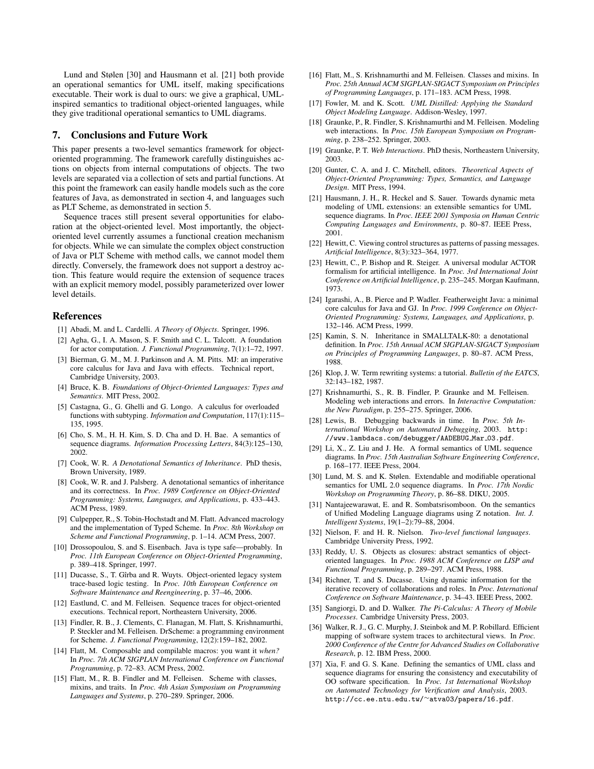Lund and Stølen [30] and Hausmann et al. [21] both provide an operational semantics for UML itself, making specifications executable. Their work is dual to ours: we give a graphical, UML-inspired semantics to traditional object-oriented languages, while they give traditional operational semantics to UML diagrams.

## 7. Conclusions and Future Work

This paper presents a two-level semantics framework for object-oriented programming. The framework carefully distinguishes actions on objects from internal computations of objects. The two levels are separated via a collection of sets and partial functions. At this point the framework can easily handle models such as the core features of Java, as demonstrated in section 4, and languages such as PLT Scheme, as demonstrated in section 5.

Sequence traces still present several opportunities for elaboration at the object-oriented level. Most importantly, the object-oriented level currently assumes a functional creation mechanism for objects. While we can simulate the complex object construction of Java or PLT Scheme with method calls, we cannot model them directly. Conversely, the framework does not support a destroy action. This feature would require the extension of sequence traces with an explicit memory model, possibly parameterized over lower level details.

## References

[1] Abadi, M. and L. Cardelli. *A Theory of Objects*. Springer, 1996.

[2] Agha, G., I. A. Mason, S. F. Smith and C. L. Talcott. A foundation for actor computation. *J. Functional Programming*, 7(1):1–72, 1997.

[3] Bierman, G. M., M. J. Parkinson and A. M. Pitts. MJ: an imperative core calculus for Java and Java with effects. Technical report, Cambridge University, 2003.

[4] Bruce, K. B. *Foundations of Object-Oriented Languages: Types and Semantics*. MIT Press, 2002.

[5] Castagna, G., G. Ghelli and G. Longo. A calculus for overloaded functions with subtyping. *Information and Computation*, 117(1):115–135, 1995.

[6] Cho, S. M., H. H. Kim, S. D. Cha and D. H. Bae. A semantics of sequence diagrams. *Information Processing Letters*, 84(3):125–130, 2002.

[7] Cook, W. R. *A Denotational Semantics of Inheritance*. PhD thesis, Brown University, 1989.

[8] Cook, W. R. and J. Palsberg. A denotational semantics of inheritance and its correctness. In *Proc. 1989 Conference on Object-Oriented Programming: Systems, Languages, and Applications*, p. 433–443. ACM Press, 1989.

[9] Culpepper, R., S. Tobin-Hochstadt and M. Flatt. Advanced macrology and the implementation of Typed Scheme. In *Proc. 8th Workshop on Scheme and Functional Programming*, p. 1–14. ACM Press, 2007.

[10] Drossopoulou, S. and S. Eisenbach. Java is type safe—probably. In *Proc. 11th European Conference on Object-Oriented Programming*, p. 389–418. Springer, 1997.

[11] Ducasse, S., T. Gîrba and R. Wuyts. Object-oriented legacy system trace-based logic testing. In *Proc. 10th European Conference on Software Maintenance and Reengineering*, p. 37–46, 2006.

[12] Eastlund, C. and M. Felleisen. Sequence traces for object-oriented executions. Technical report, Northeastern University, 2006.

[13] Findler, R. B., J. Clements, C. Flanagan, M. Flatt, S. Krishnamurthi, P. Steckler and M. Felleisen. DrScheme: a programming environment for Scheme. *J. Functional Programming*, 12(2):159–182, 2002.

[14] Flatt, M. Composable and compilable macros: you want it *when?* In *Proc. 7th ACM SIGPLAN International Conference on Functional Programming*, p. 72–83. ACM Press, 2002.

[15] Flatt, M., R. B. Findler and M. Felleisen. Scheme with classes, mixins, and traits. In *Proc. 4th Asian Symposium on Programming Languages and Systems*, p. 270–289. Springer, 2006.

[16] Flatt, M., S. Krishnamurthi and M. Felleisen. Classes and mixins. In *Proc. 25th Annual ACM SIGPLAN-SIGACT Symposium on Principles of Programming Languages*, p. 171–183. ACM Press, 1998.

[17] Fowler, M. and K. Scott. *UML Distilled: Applying the Standard Object Modeling Language*. Addison-Wesley, 1997.

[18] Graunke, P., R. Findler, S. Krishnamurthi and M. Felleisen. Modeling web interactions. In *Proc. 15th European Symposium on Programming*, p. 238–252. Springer, 2003.

[19] Graunke, P. T. *Web Interactions*. PhD thesis, Northeastern University, 2003.

[20] Gunter, C. A. and J. C. Mitchell, editors. *Theoretical Aspects of Object-Oriented Programming: Types, Semantics, and Language Design*. MIT Press, 1994.

[21] Hausmann, J. H., R. Heckel and S. Sauer. Towards dynamic meta modeling of UML extensions: an extensible semantics for UML sequence diagrams. In *Proc. IEEE 2001 Symposia on Human Centric Computing Languages and Environments*, p. 80–87. IEEE Press, 2001.

[22] Hewitt, C. Viewing control structures as patterns of passing messages. *Artificial Intelligence*, 8(3):323–364, 1977.

[23] Hewitt, C., P. Bishop and R. Steiger. A universal modular ACTOR formalism for artificial intelligence. In *Proc. 3rd International Joint Conference on Artificial Intelligence*, p. 235–245. Morgan Kaufmann, 1973.

[24] Igarashi, A., B. Pierce and P. Wadler. Featherweight Java: a minimal core calculus for Java and GJ. In *Proc. 1999 Conference on Object-Oriented Programming: Systems, Languages, and Applications*, p. 132–146. ACM Press, 1999.

[25] Kamin, S. N. Inheritance in SMALLTALK-80: a denotational definition. In *Proc. 15th Annual ACM SIGPLAN-SIGACT Symposium on Principles of Programming Languages*, p. 80–87. ACM Press, 1988.

[26] Klop, J. W. Term rewriting systems: a tutorial. *Bulletin of the EATCS*, 32:143–182, 1987.

[27] Krishnamurthi, S., R. B. Findler, P. Graunke and M. Felleisen. Modeling web interactions and errors. In *Interactive Computation: the New Paradigm*, p. 255–275. Springer, 2006.

[28] Lewis, B. Debugging backwards in time. In *Proc. 5th International Workshop on Automated Debugging*, 2003. `http://www.lambdacs.com/debugger/AADEBUG_Mar_03.pdf`.

[29] Li, X., Z. Liu and J. He. A formal semantics of UML sequence diagrams. In *Proc. 15th Australian Software Engineering Conference*, p. 168–177. IEEE Press, 2004.

[30] Lund, M. S. and K. Stølen. Extendable and modifiable operational semantics for UML 2.0 sequence diagrams. In *Proc. 17th Nordic Workshop on Programming Theory*, p. 86–88. DIKU, 2005.

[31] Nantajeewarawat, E. and R. Sombatsrisomboon. On the semantics of Unified Modeling Language diagrams using Z notation. *Int. J. Intelligent Systems*, 19(1–2):79–88, 2004.

[32] Nielson, F. and H. R. Nielson. *Two-level functional languages*. Cambridge University Press, 1992.

[33] Reddy, U. S. Objects as closures: abstract semantics of object-oriented languages. In *Proc. 1988 ACM Conference on LISP and Functional Programming*, p. 289–297. ACM Press, 1988.

[34] Richner, T. and S. Ducasse. Using dynamic information for the iterative recovery of collaborations and roles. In *Proc. International Conference on Software Maintenance*, p. 34–43. IEEE Press, 2002.

[35] Sangiorgi, D. and D. Walker. *The Pi-Calculus: A Theory of Mobile Processes*. Cambridge University Press, 2003.

[36] Walker, R. J., G. C. Murphy, J. Steinbok and M. P. Robillard. Efficient mapping of software system traces to architectural views. In *Proc. 2000 Conference of the Centre for Advanced Studies on Collaborative Research*, p. 12. IBM Press, 2000.

[37] Xia, F. and G. S. Kane. Defining the semantics of UML class and sequence diagrams for ensuring the consistency and executability of OO software specification. In *Proc. 1st International Workshop on Automated Technology for Verification and Analysis*, 2003. `http://cc.ee.ntu.edu.tw/~atva03/papers/16.pdf`.